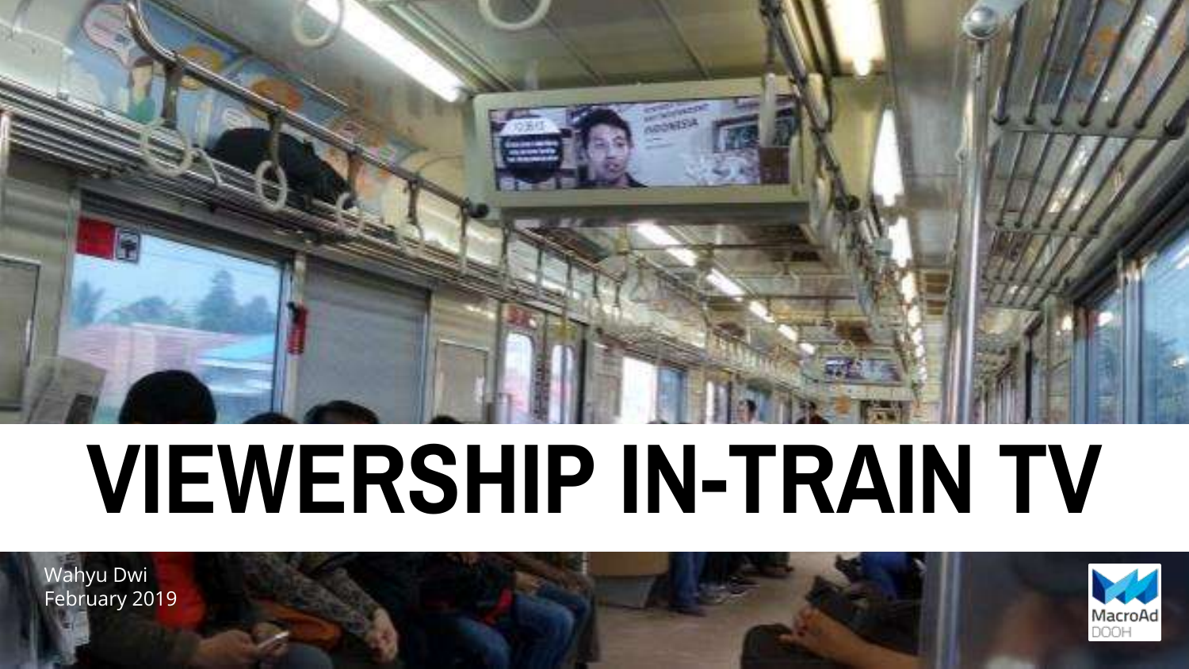# VIEWERSHIP IN-TRAIN TV

Wahyu Dwi
February 2019

MacroAd DOOH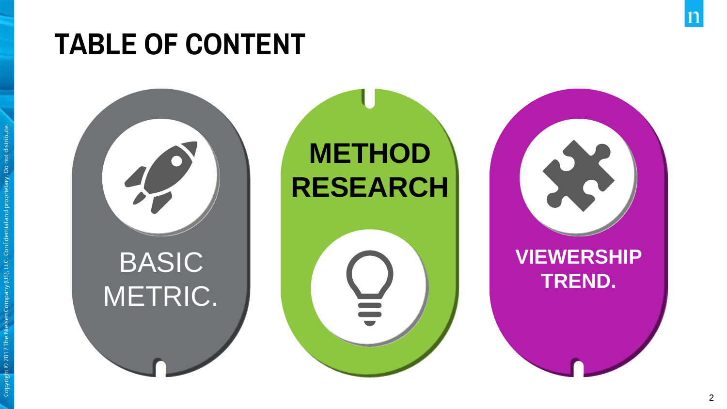# TABLE OF CONTENT

BASIC METRIC.

METHOD RESEARCH

VIEWERSHIP TREND.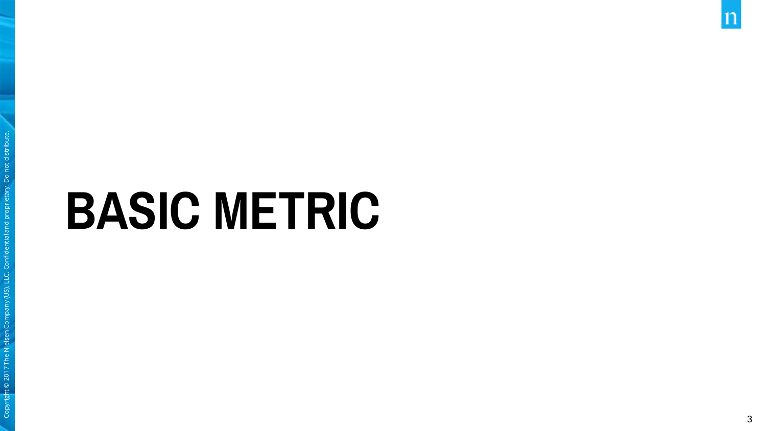# BASIC METRIC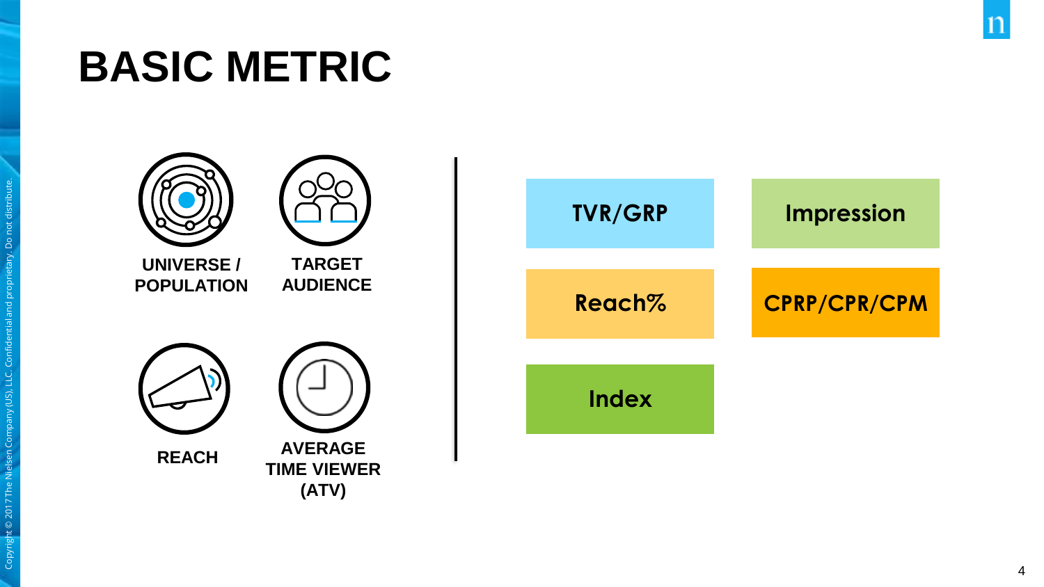# BASIC METRIC

- UNIVERSE / POPULATION
- TARGET AUDIENCE
- REACH
- AVERAGE TIME VIEWER (ATV)

- TVR/GRP
- Impression
- Reach%
- CPRP/CPR/CPM
- Index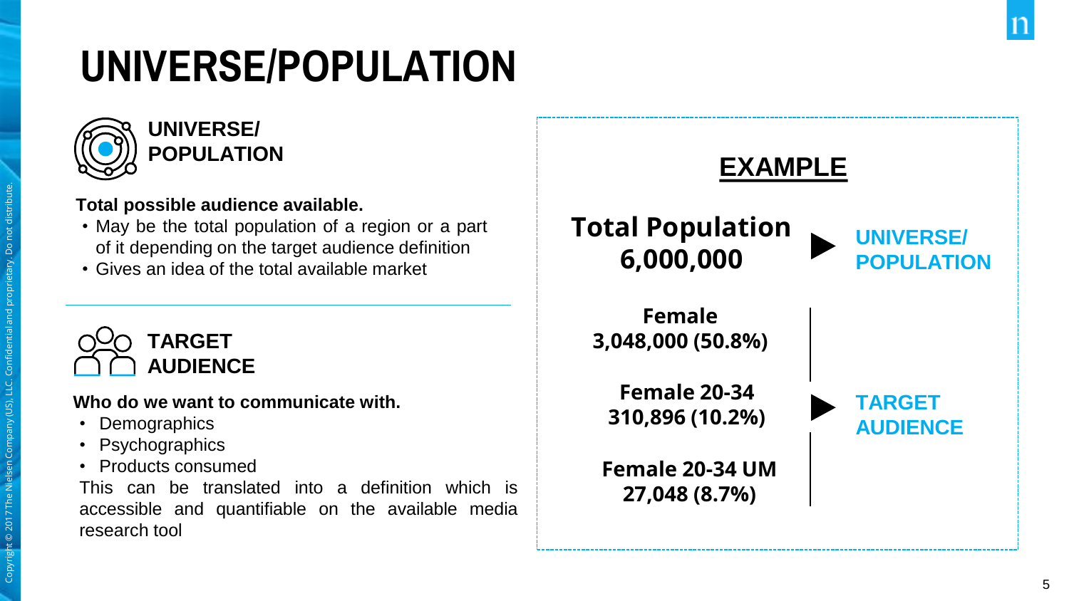# UNIVERSE/POPULATION

## UNIVERSE/ POPULATION

**Total possible audience available.**

- May be the total population of a region or a part of it depending on the target audience definition
- Gives an idea of the total available market

## TARGET AUDIENCE

**Who do we want to communicate with.**

- Demographics
- Psychographics
- Products consumed

This can be translated into a definition which is accessible and quantifiable on the available media research tool

## EXAMPLE

**Total Population 6,000,000** ▶ **UNIVERSE/ POPULATION**

**Female 3,048,000 (50.8%)**

**Female 20-34 310,896 (10.2%)** ▶ **TARGET AUDIENCE**

**Female 20-34 UM 27,048 (8.7%)**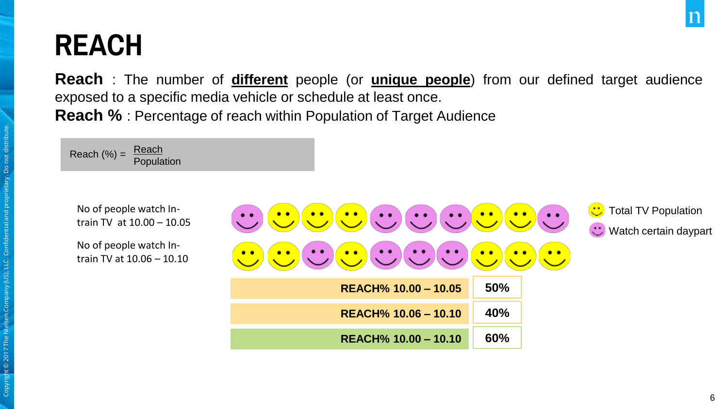# REACH

**Reach** : The number of **different** people (or **unique people**) from our defined target audience exposed to a specific media vehicle or schedule at least once.

**Reach %** : Percentage of reach within Population of Target Audience

$$\text{Reach (\%)} = \frac{\text{Reach}}{\text{Population}}$$

No of people watch In-train TV at 10.00 – 10.05

No of people watch In-train TV at 10.06 – 10.10

Total TV Population

Watch certain daypart

| | |
|---|---|
| **REACH% 10.00 – 10.05** | **50%** |
| **REACH% 10.06 – 10.10** | **40%** |
| **REACH% 10.00 – 10.10** | **60%** |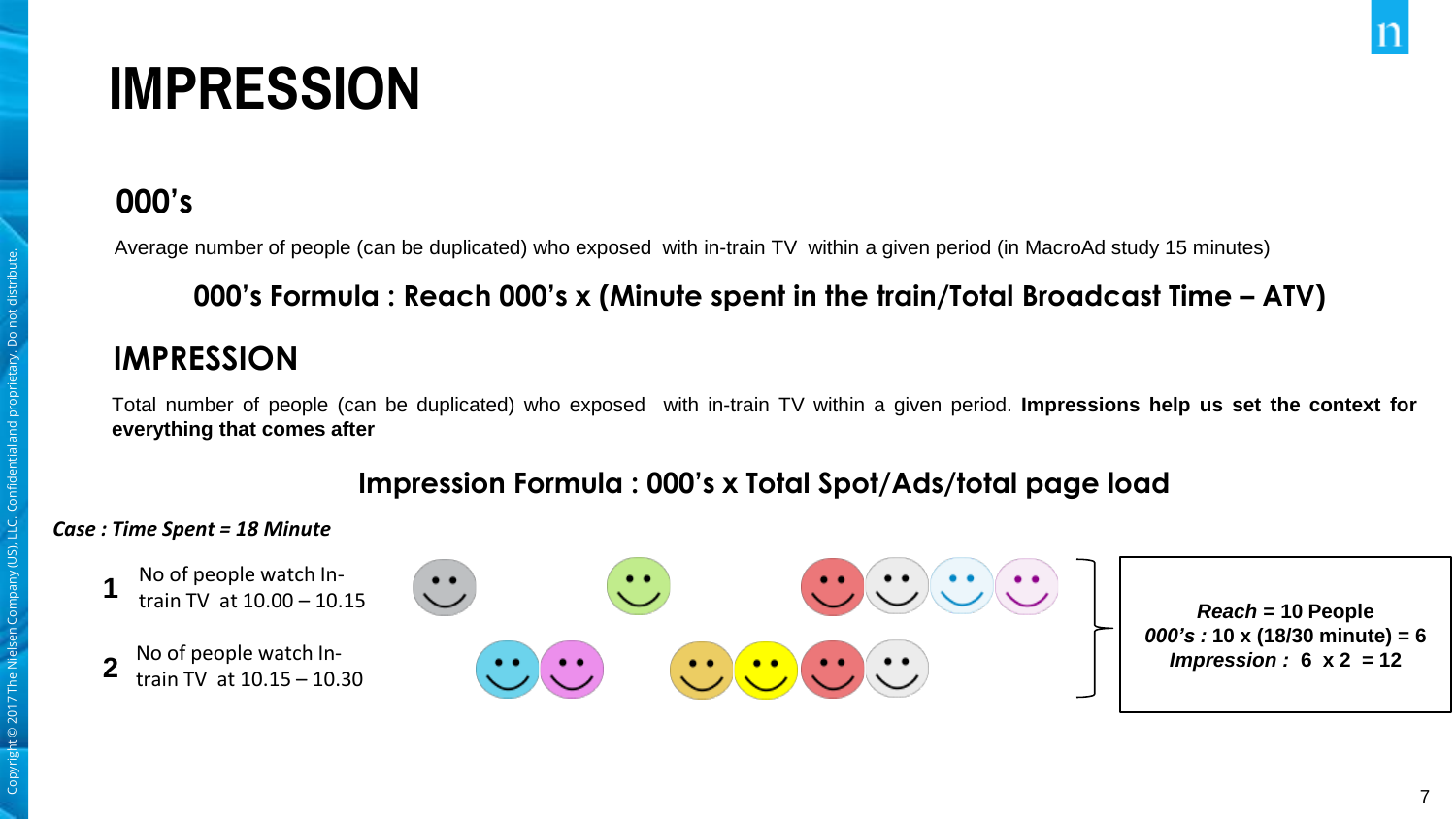# IMPRESSION

## 000's

Average number of people (can be duplicated) who exposed with in-train TV within a given period (in MacroAd study 15 minutes)

**000's Formula : Reach 000's x (Minute spent in the train/Total Broadcast Time – ATV)**

## IMPRESSION

Total number of people (can be duplicated) who exposed with in-train TV within a given period. **Impressions help us set the context for everything that comes after**

**Impression Formula : 000's x Total Spot/Ads/total page load**

***Case : Time Spent = 18 Minute***

**1** No of people watch In-train TV at 10.00 – 10.15

**2** No of people watch In-train TV at 10.15 – 10.30

***Reach*** **= 10 People**
***000's :*** **10 x (18/30 minute) = 6**
***Impression :*** **6 x 2 = 12**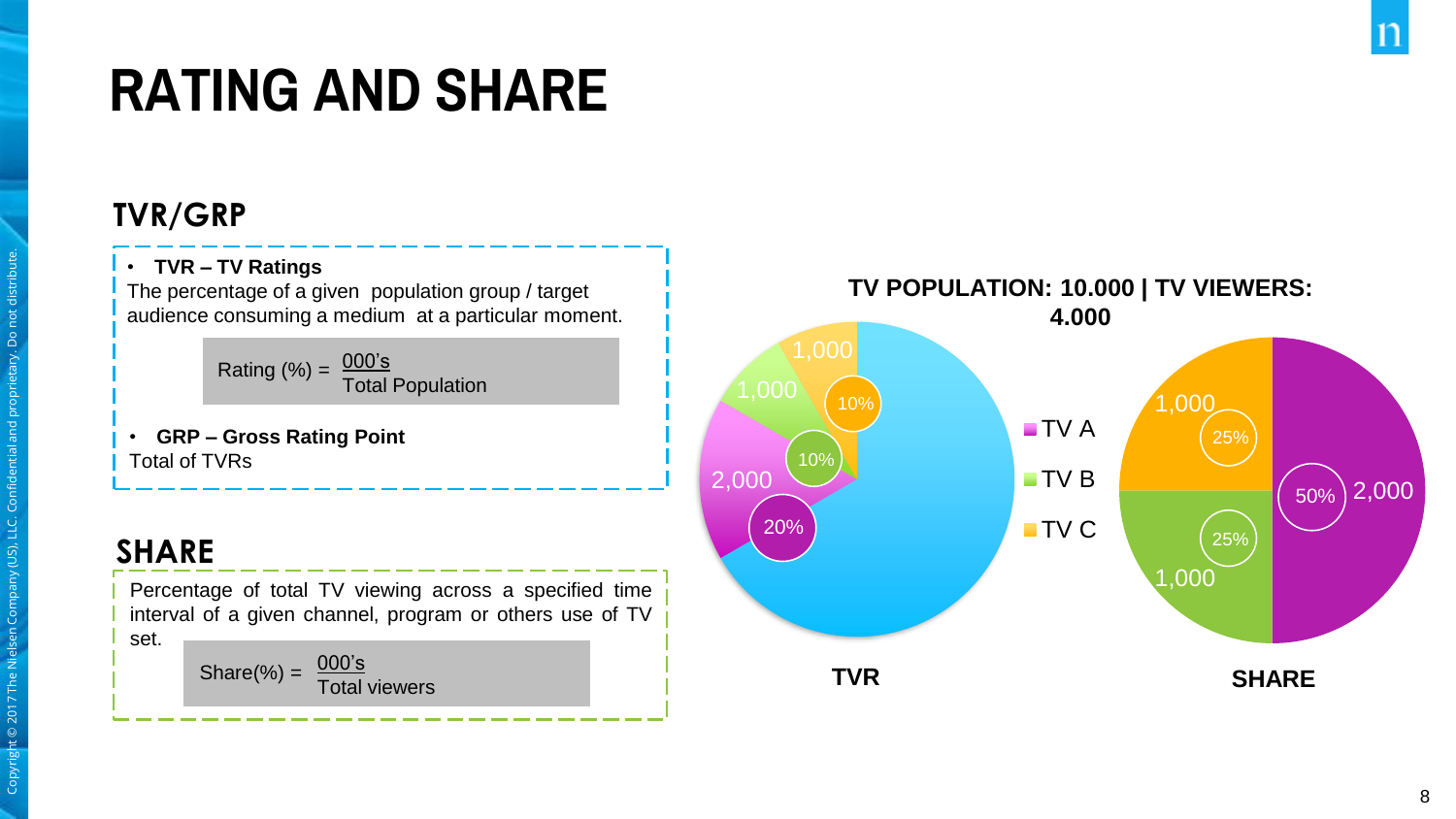# RATING AND SHARE

## TVR/GRP

- **TVR – TV Ratings**

The percentage of a given population group / target audience consuming a medium at a particular moment.

$$\text{Rating (\%)} = \frac{\text{000's}}{\text{Total Population}}$$

- **GRP – Gross Rating Point**

Total of TVRs

## SHARE

Percentage of total TV viewing across a specified time interval of a given channel, program or others use of TV set.

$$\text{Share(\%)} = \frac{\text{000's}}{\text{Total viewers}}$$

**TV POPULATION: 10.000 | TV VIEWERS: 4.000**

**TVR**

| Channel | Viewers | TVR |
| --- | --- | --- |
| TV A | 2,000 | 20% |
| TV B | 1,000 | 10% |
| TV C | 1,000 | 10% |

**SHARE**

| Channel | Viewers | Share |
| --- | --- | --- |
| TV A | 2,000 | 50% |
| TV B | 1,000 | 25% |
| TV C | 1,000 | 25% |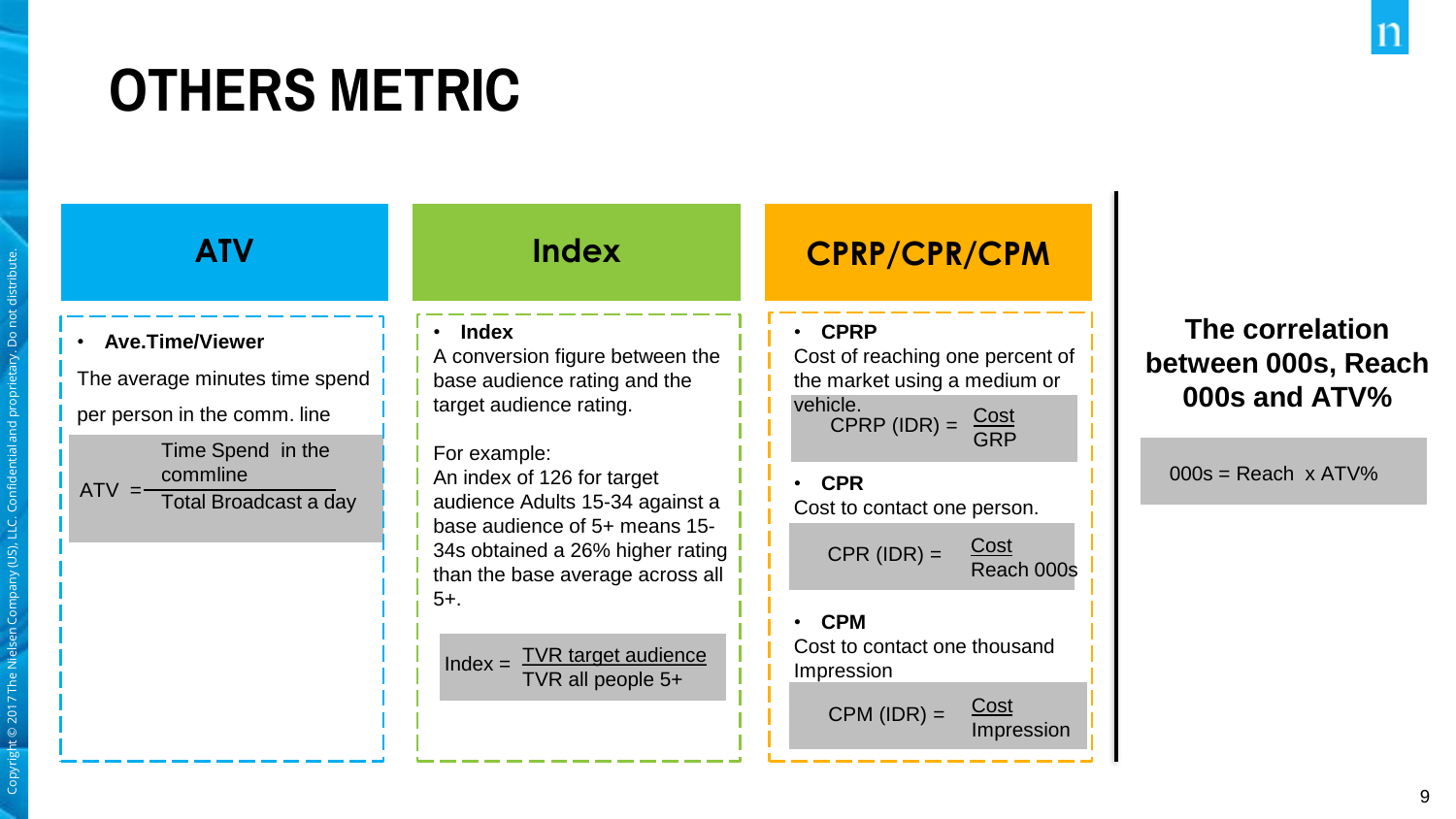# OTHERS METRIC

## ATV

- **Ave.Time/Viewer**

The average minutes time spend per person in the comm. line

$$ATV = \frac{\text{Time Spend in the commline}}{\text{Total Broadcast a day}}$$

## Index

- **Index**

A conversion figure between the base audience rating and the target audience rating.

For example:
An index of 126 for target audience Adults 15-34 against a base audience of 5+ means 15-34s obtained a 26% higher rating than the base average across all 5+.

$$\text{Index} = \frac{\text{TVR target audience}}{\text{TVR all people 5+}}$$

## CPRP/CPR/CPM

- **CPRP**

Cost of reaching one percent of the market using a medium or vehicle.

$$\text{CPRP (IDR)} = \frac{\text{Cost}}{\text{GRP}}$$

- **CPR**

Cost to contact one person.

$$\text{CPR (IDR)} = \frac{\text{Cost}}{\text{Reach 000s}}$$

- **CPM**

Cost to contact one thousand Impression

$$\text{CPM (IDR)} = \frac{\text{Cost}}{\text{Impression}}$$

**The correlation between 000s, Reach 000s and ATV%**

000s = Reach x ATV%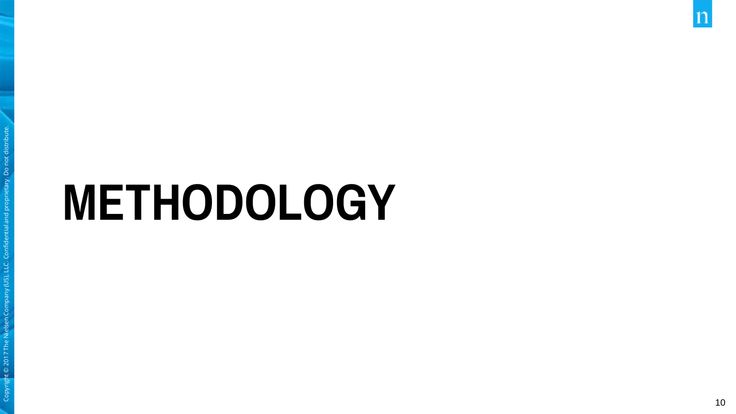# METHODOLOGY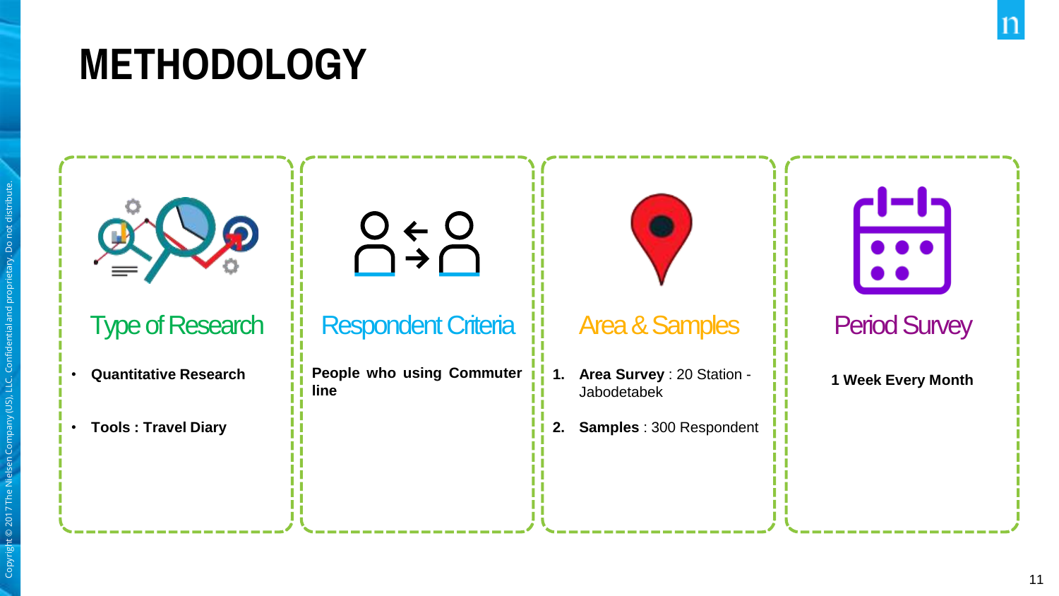# METHODOLOGY

## Type of Research

- **Quantitative Research**
- **Tools : Travel Diary**

## Respondent Criteria

**People who using Commuter line**

## Area & Samples

1. **Area Survey** : 20 Station - Jabodetabek
2. **Samples** : 300 Respondent

## Period Survey

**1 Week Every Month**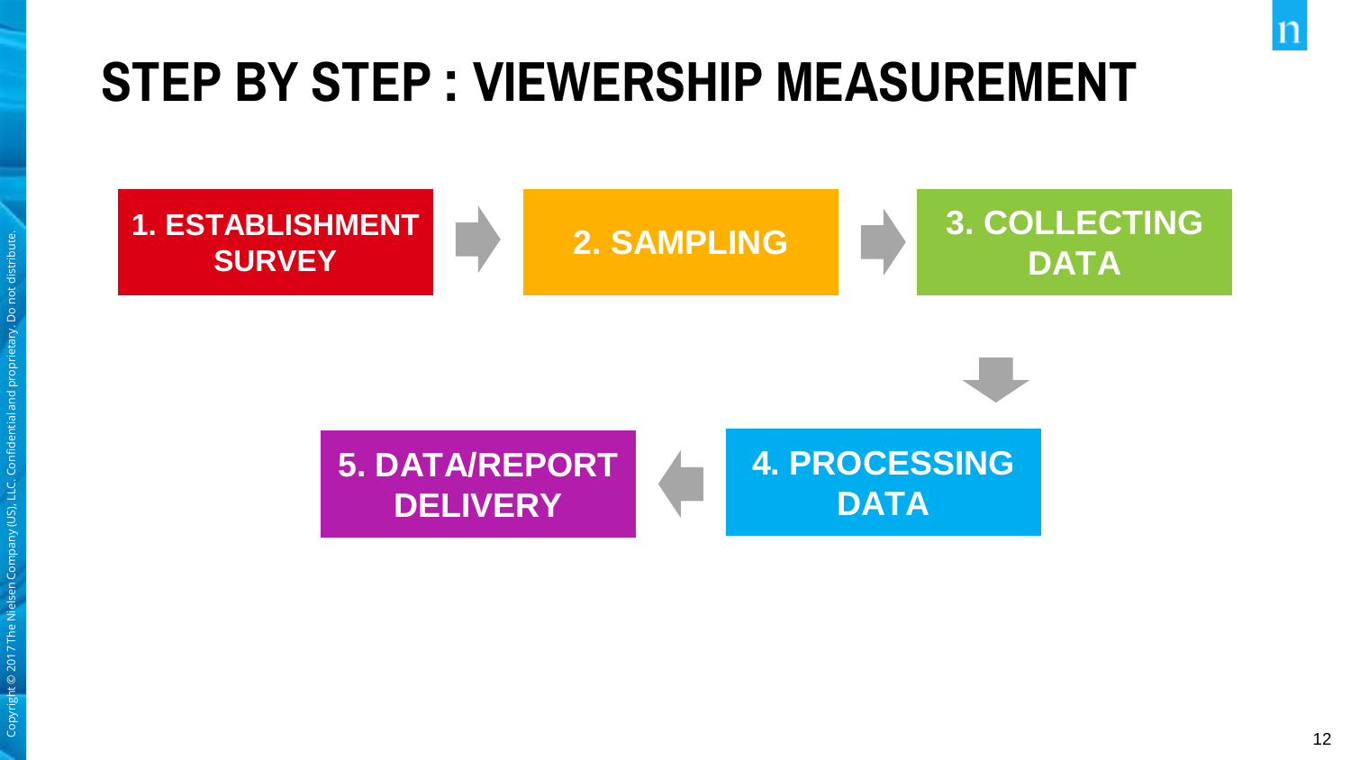# STEP BY STEP : VIEWERSHIP MEASUREMENT

1. ESTABLISHMENT SURVEY
2. SAMPLING
3. COLLECTING DATA
4. PROCESSING DATA
5. DATA/REPORT DELIVERY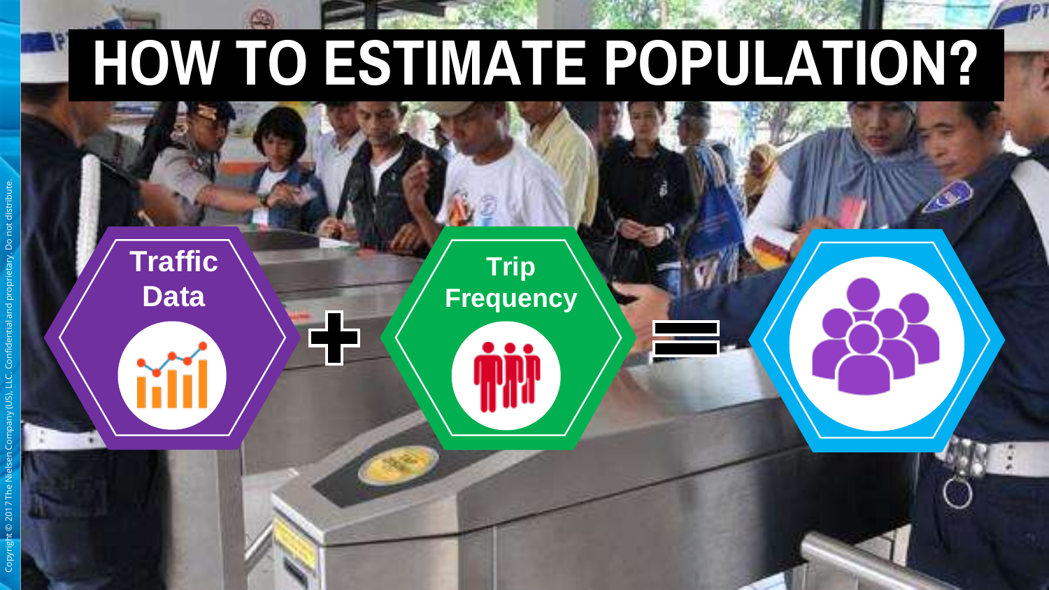# HOW TO ESTIMATE POPULATION?

Traffic Data + Trip Frequency =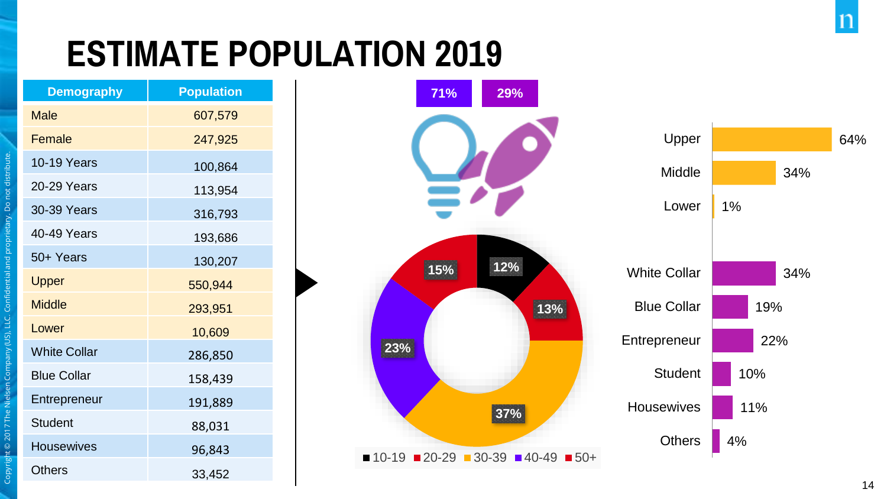# ESTIMATE POPULATION 2019

| Demography | Population |
|---|---|
| Male | 607,579 |
| Female | 247,925 |
| 10-19 Years | 100,864 |
| 20-29 Years | 113,954 |
| 30-39 Years | 316,793 |
| 40-49 Years | 193,686 |
| 50+ Years | 130,207 |
| Upper | 550,944 |
| Middle | 293,951 |
| Lower | 10,609 |
| White Collar | 286,850 |
| Blue Collar | 158,439 |
| Entrepreneur | 191,889 |
| Student | 88,031 |
| Housewives | 96,843 |
| Others | 33,452 |

71% 29%

| Age group | Share |
|---|---|
| 10-19 | 12% |
| 20-29 | 13% |
| 30-39 | 37% |
| 40-49 | 23% |
| 50+ | 15% |

| Category | Share |
|---|---|
| Upper | 64% |
| Middle | 34% |
| Lower | 1% |
| White Collar | 34% |
| Blue Collar | 19% |
| Entrepreneur | 22% |
| Student | 10% |
| Housewives | 11% |
| Others | 4% |

Copyright © 2017 The Nielsen Company (US), LLC. Confidential and proprietary. Do not distribute.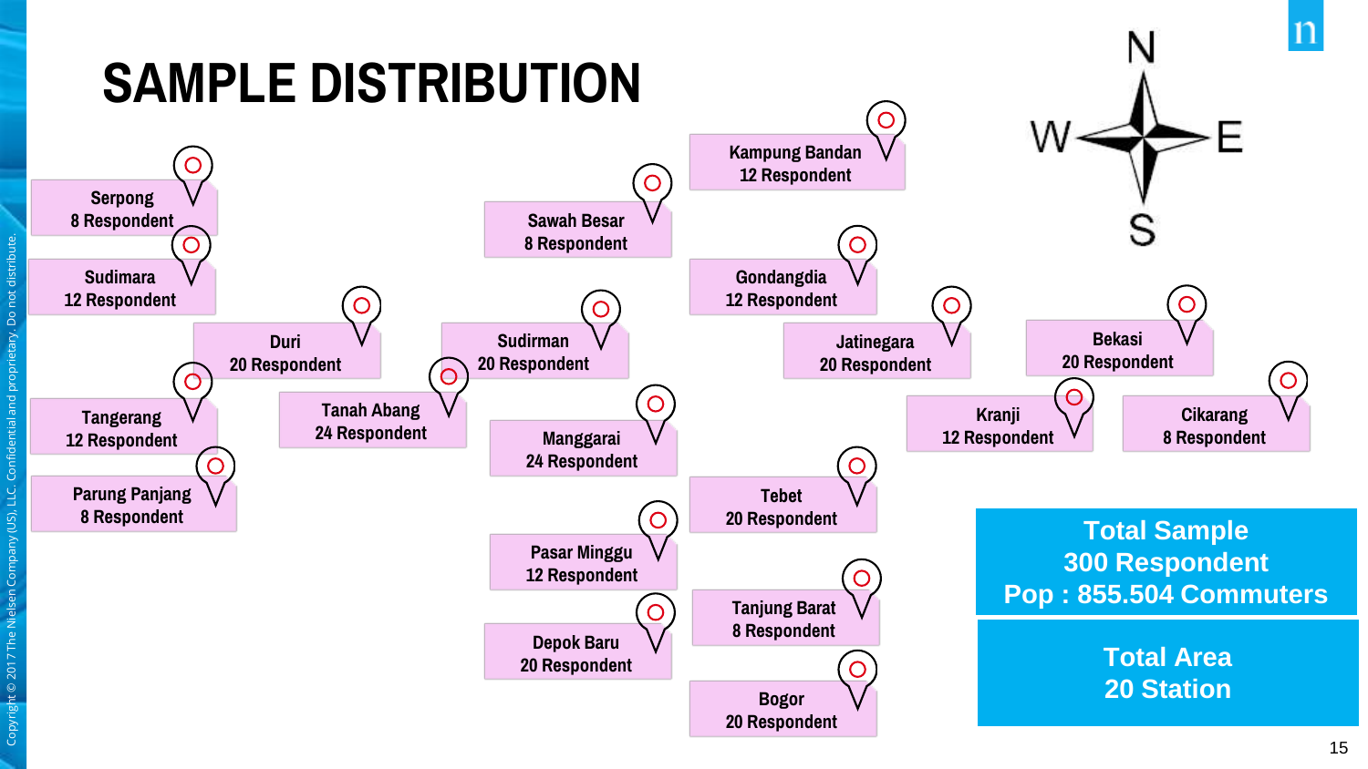# SAMPLE DISTRIBUTION

N W E S

- Serpong – 8 Respondent
- Sudimara – 12 Respondent
- Duri – 20 Respondent
- Tangerang – 12 Respondent
- Parung Panjang – 8 Respondent
- Tanah Abang – 24 Respondent
- Sawah Besar – 8 Respondent
- Sudirman – 20 Respondent
- Manggarai – 24 Respondent
- Pasar Minggu – 12 Respondent
- Depok Baru – 20 Respondent
- Kampung Bandan – 12 Respondent
- Gondangdia – 12 Respondent
- Jatinegara – 20 Respondent
- Tebet – 20 Respondent
- Tanjung Barat – 8 Respondent
- Bogor – 20 Respondent
- Kranji – 12 Respondent
- Bekasi – 20 Respondent
- Cikarang – 8 Respondent

**Total Sample**
**300 Respondent**
**Pop : 855.504 Commuters**

**Total Area**
**20 Station**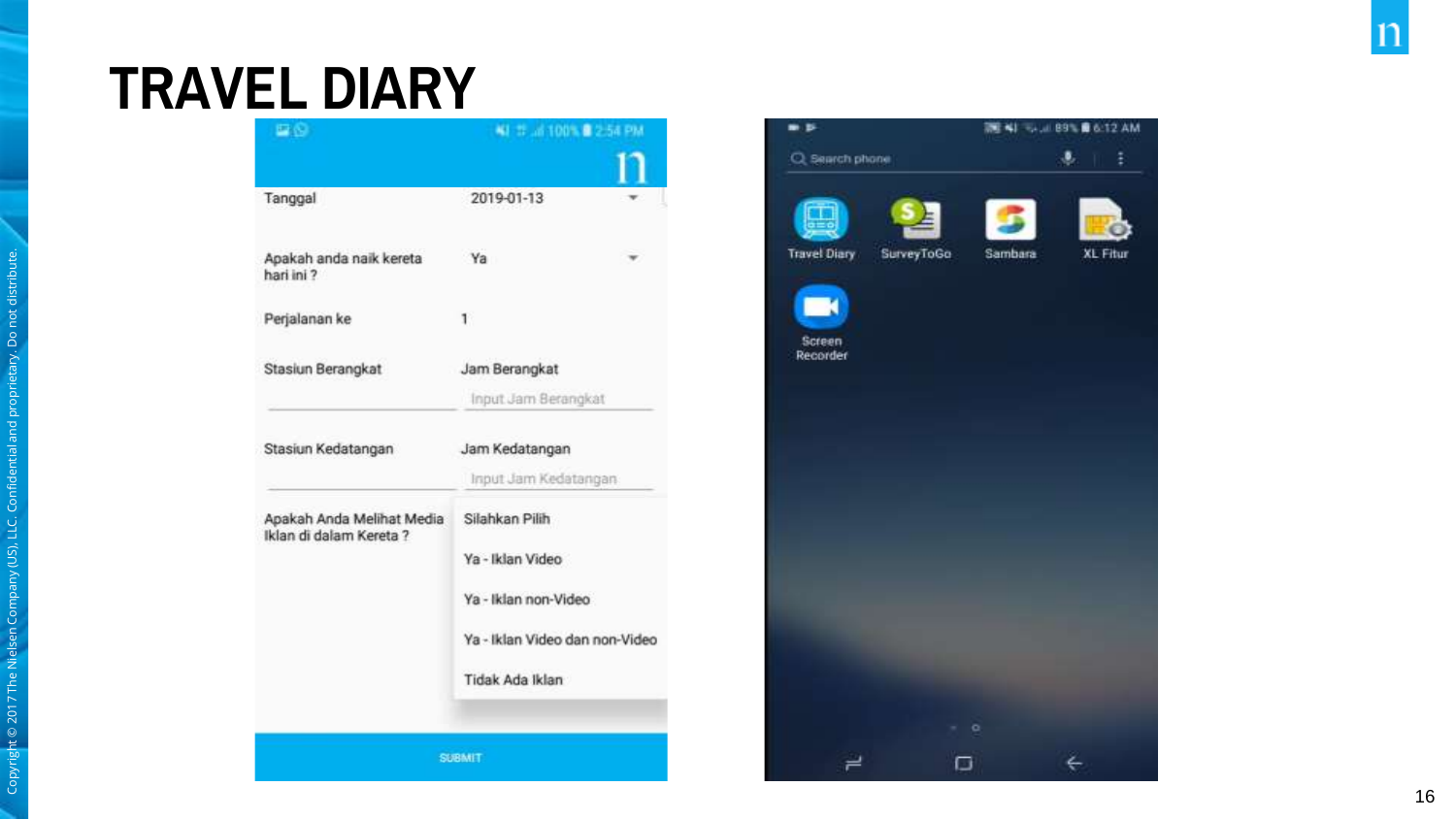# TRAVEL DIARY

Tanggal 2019-01-13

Apakah anda naik kereta hari ini ? Ya

Perjalanan ke 1

Stasiun Berangkat

Jam Berangkat

Input Jam Berangkat

Stasiun Kedatangan

Jam Kedatangan

Input Jam Kedatangan

Apakah Anda Melihat Media Iklan di dalam Kereta ?

- Silahkan Pilih
- Ya - Iklan Video
- Ya - Iklan non-Video
- Ya - Iklan Video dan non-Video
- Tidak Ada Iklan

SUBMIT

Search phone

Travel Diary · SurveyToGo · Sambara · XL Fitur · Screen Recorder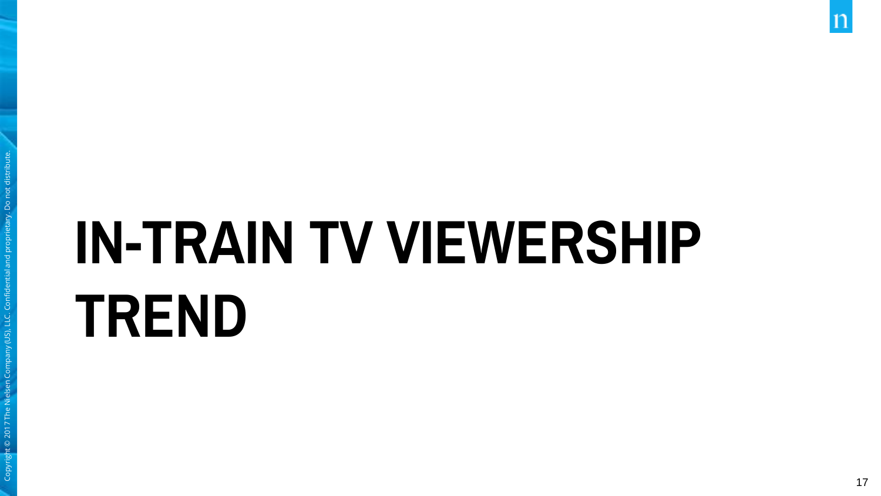# IN-TRAIN TV VIEWERSHIP TREND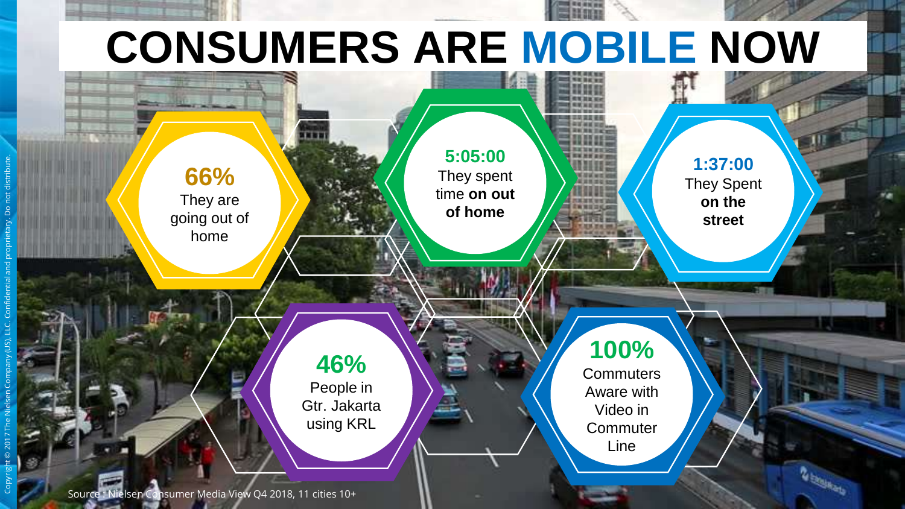# CONSUMERS ARE MOBILE NOW

**66%**
They are going out of home

**5:05:00**
They spent time **on out of home**

**1:37:00**
They Spent **on the street**

**46%**
People in Gtr. Jakarta using KRL

**100%**
Commuters Aware with Video in Commuter Line

Source : Nielsen Consumer Media View Q4 2018, 11 cities 10+

Copyright © 2017 The Nielsen Company (US), LLC. Confidential and proprietary. Do not distribute.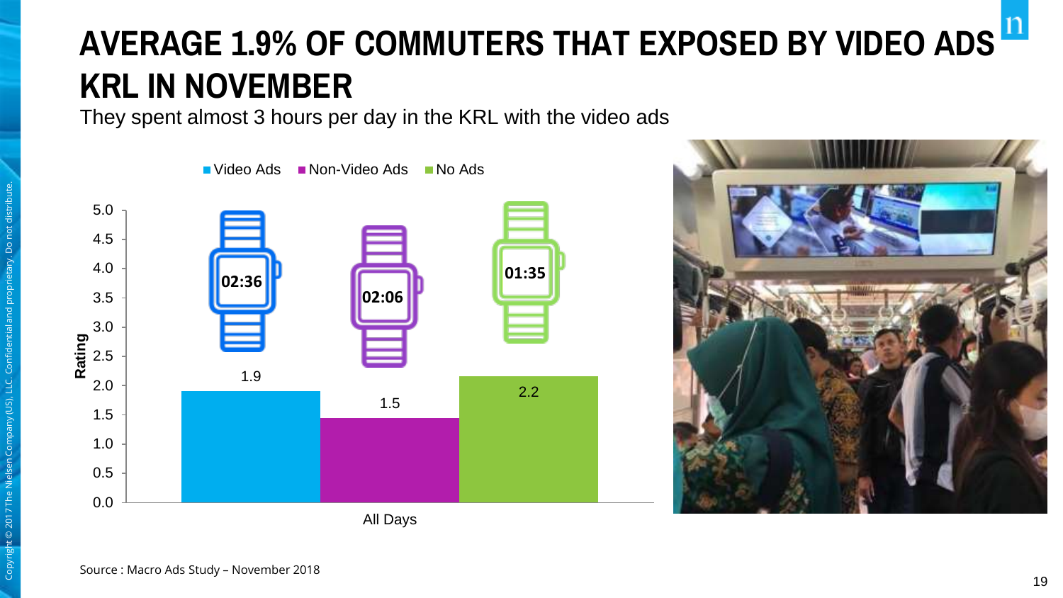# AVERAGE 1.9% OF COMMUTERS THAT EXPOSED BY VIDEO ADS KRL IN NOVEMBER

They spent almost 3 hours per day in the KRL with the video ads

| All Days | Rating | Time spent |
|---|---|---|
| Video Ads | 1.9 | 02:36 |
| Non-Video Ads | 1.5 | 02:06 |
| No Ads | 2.2 | 01:35 |

Source : Macro Ads Study – November 2018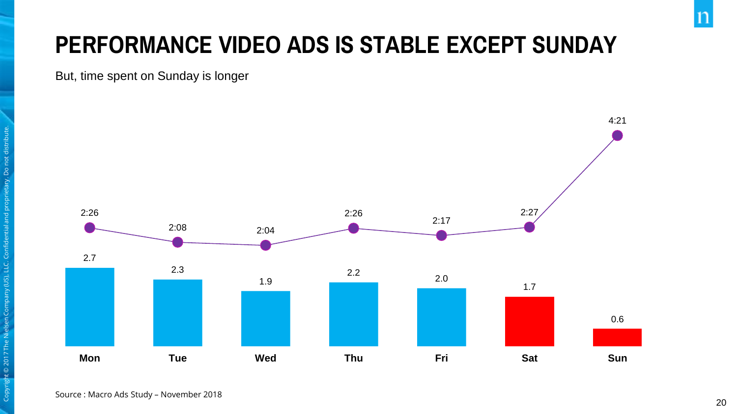# PERFORMANCE VIDEO ADS IS STABLE EXCEPT SUNDAY

But, time spent on Sunday is longer

| | Mon | Tue | Wed | Thu | Fri | Sat | Sun |
|---|---|---|---|---|---|---|---|
| Time spent | 2:26 | 2:08 | 2:04 | 2:26 | 2:17 | 2:27 | 4:21 |
| Performance | 2.7 | 2.3 | 1.9 | 2.2 | 2.0 | 1.7 | 0.6 |

Source : Macro Ads Study – November 2018

Copyright © 2017 The Nielsen Company (US), LLC. Confidential and proprietary. Do not distribute.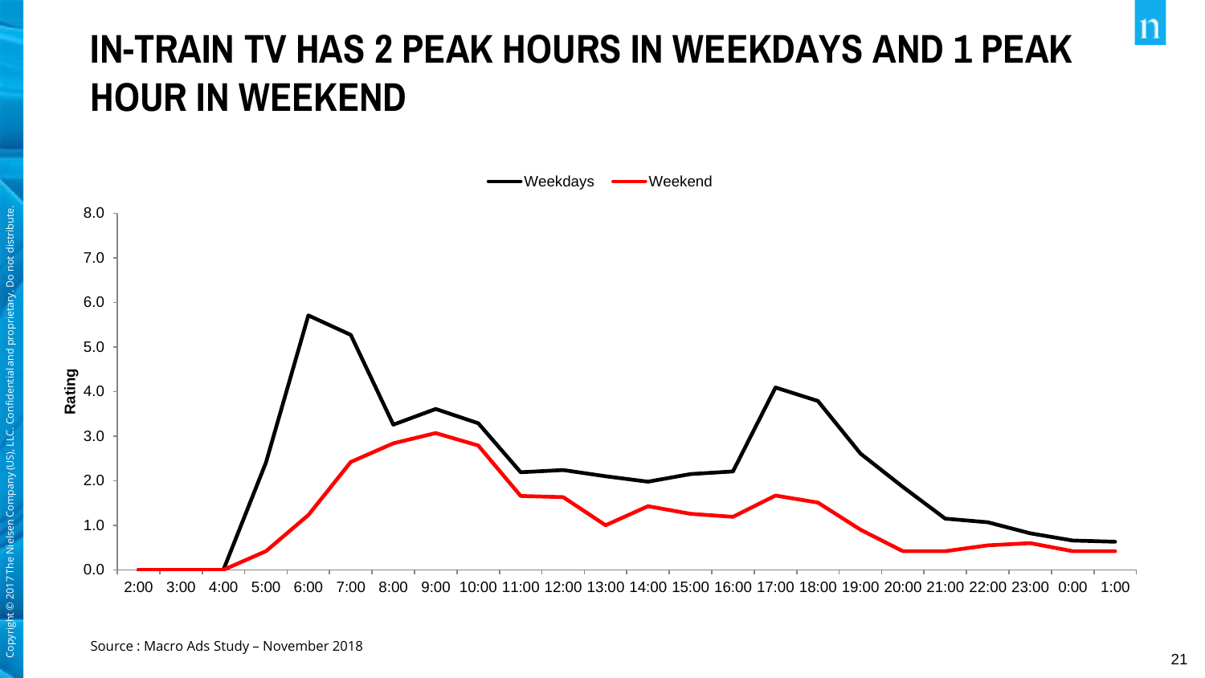# IN-TRAIN TV HAS 2 PEAK HOURS IN WEEKDAYS AND 1 PEAK HOUR IN WEEKEND

Weekdays — Weekend

Rating

8.0
7.0
6.0
5.0
4.0
3.0
2.0
1.0
0.0

2:00 3:00 4:00 5:00 6:00 7:00 8:00 9:00 10:00 11:00 12:00 13:00 14:00 15:00 16:00 17:00 18:00 19:00 20:00 21:00 22:00 23:00 0:00 1:00

Source : Macro Ads Study – November 2018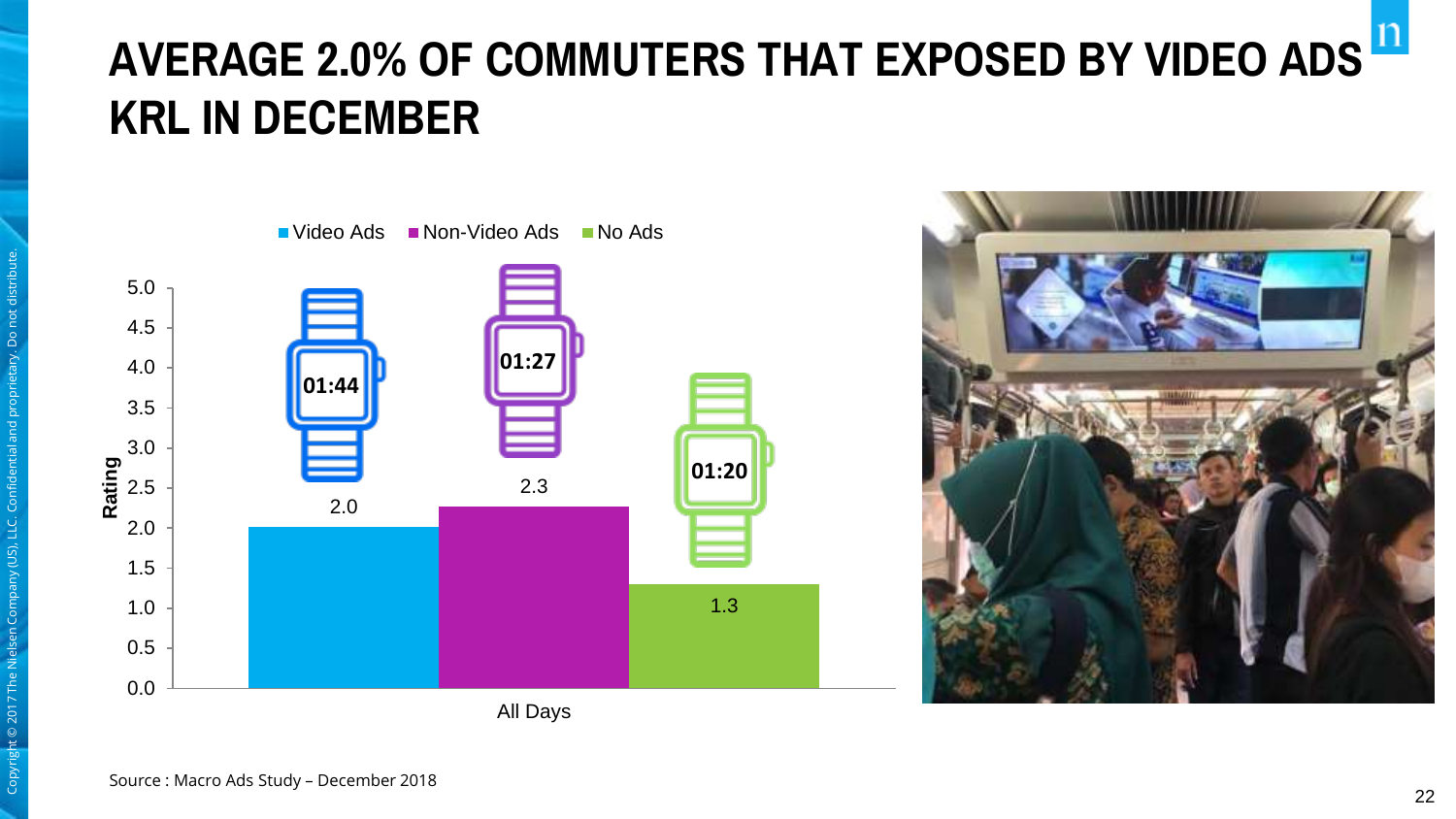# AVERAGE 2.0% OF COMMUTERS THAT EXPOSED BY VIDEO ADS KRL IN DECEMBER

| All Days | Rating | Duration |
|---|---|---|
| Video Ads | 2.0 | 01:44 |
| Non-Video Ads | 2.3 | 01:27 |
| No Ads | 1.3 | 01:20 |

Source : Macro Ads Study – December 2018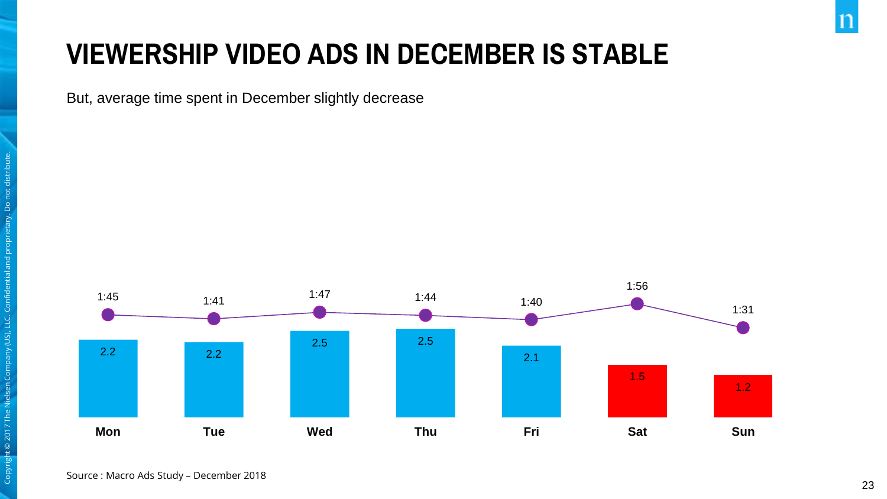# VIEWERSHIP VIDEO ADS IN DECEMBER IS STABLE

But, average time spent in December slightly decrease

| | Mon | Tue | Wed | Thu | Fri | Sat | Sun |
|---|---|---|---|---|---|---|---|
| Viewership | 2.2 | 2.2 | 2.5 | 2.5 | 2.1 | 1.5 | 1.2 |
| Average time spent | 1:45 | 1:41 | 1:47 | 1:44 | 1:40 | 1:56 | 1:31 |

Source : Macro Ads Study – December 2018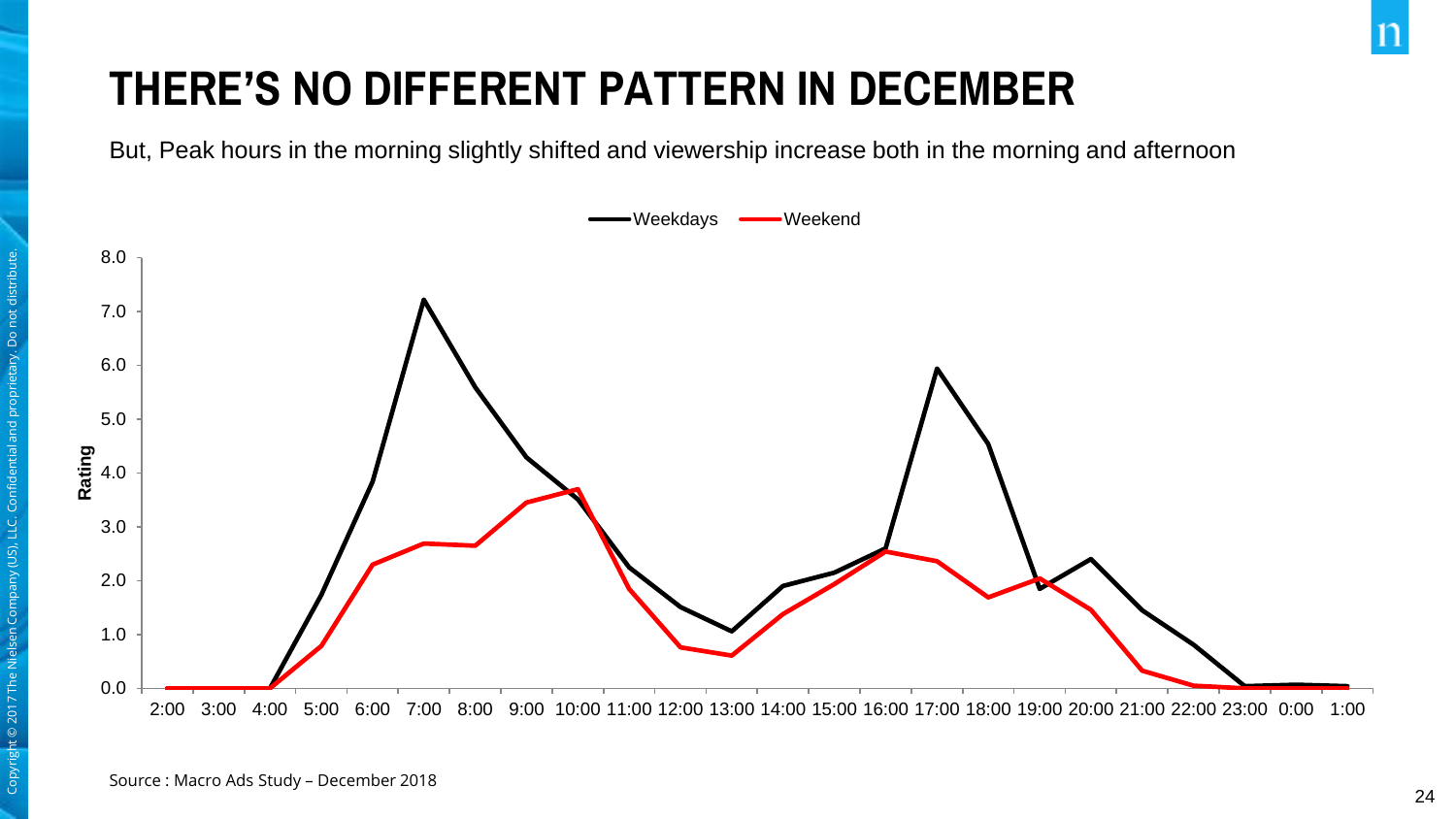# THERE'S NO DIFFERENT PATTERN IN DECEMBER

But, Peak hours in the morning slightly shifted and viewership increase both in the morning and afternoon

Source : Macro Ads Study – December 2018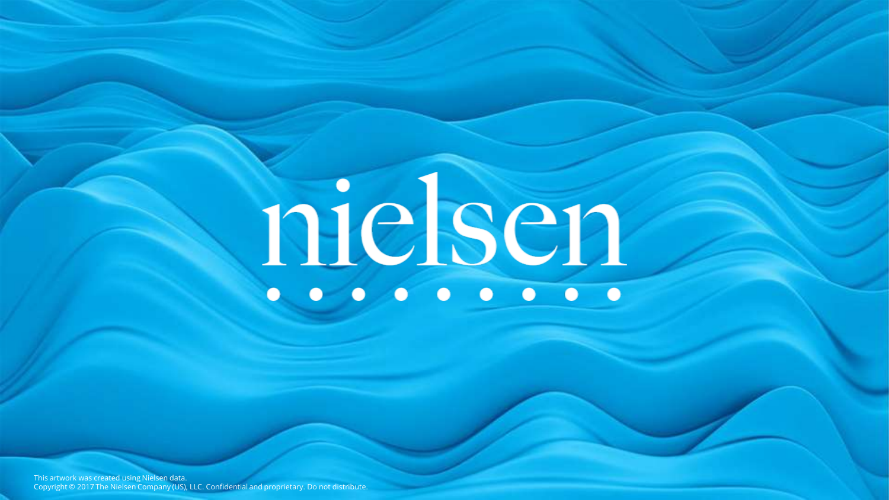nielsen

This artwork was created using Nielsen data.
Copyright © 2017 The Nielsen Company (US), LLC. Confidential and proprietary. Do not distribute.